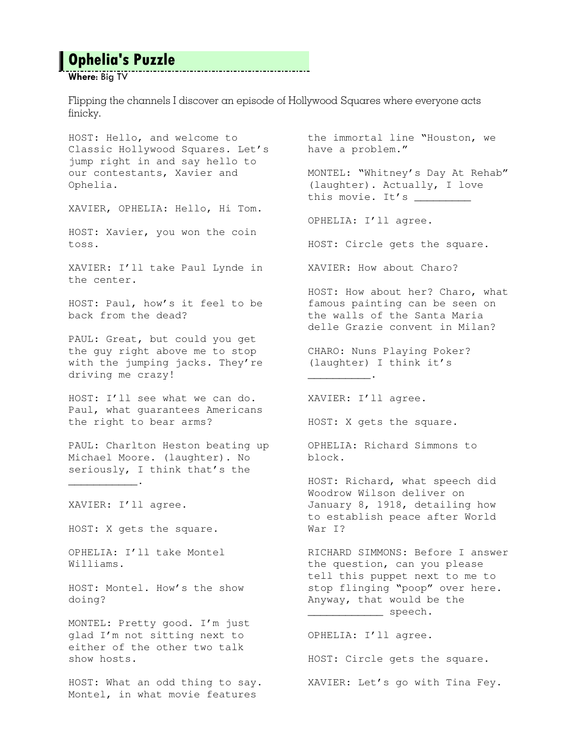## Ophelia's Puzzle

**Where**: Big TV

Flipping the channels I discover an episode of Hollywood Squares where everyone acts finicky.

```
HOST: Hello, and welcome to
Classic Hollywood Squares. Let's
jump right in and say hello to
our contestants, Xavier and
Ophelia.

XAVIER, OPHELIA: Hello, Hi Tom.

HOST: Xavier, you won the coin
toss.

XAVIER: I'll take Paul Lynde in
the center.

HOST: Paul, how's it feel to be
back from the dead?

PAUL: Great, but could you get
the guy right above me to stop
with the jumping jacks. They're
driving me crazy!

HOST: I'll see what we can do.
Paul, what guarantees Americans
the right to bear arms?

PAUL: Charlton Heston beating up
Michael Moore. (laughter). No
seriously, I think that's the
___________.

XAVIER: I'll agree.

HOST: X gets the square.

OPHELIA: I'll take Montel
Williams.

HOST: Montel. How's the show
doing?

MONTEL: Pretty good. I'm just
glad I'm not sitting next to
either of the other two talk
show hosts.

HOST: What an odd thing to say.
Montel, in what movie features
the immortal line "Houston, we
have a problem."

MONTEL: "Whitney's Day At Rehab"
(laughter). Actually, I love
this movie. It's _________

OPHELIA: I'll agree.

HOST: Circle gets the square.

XAVIER: How about Charo?

HOST: How about her? Charo, what
famous painting can be seen on
the walls of the Santa Maria
delle Grazie convent in Milan?

CHARO: Nuns Playing Poker?
(laughter) I think it's
__________.

XAVIER: I'll agree.

HOST: X gets the square.

OPHELIA: Richard Simmons to
block.

HOST: Richard, what speech did
Woodrow Wilson deliver on
January 8, 1918, detailing how
to establish peace after World
War I?

RICHARD SIMMONS: Before I answer
the question, can you please
tell this puppet next to me to
stop flinging "poop" over here.
Anyway, that would be the
____________ speech.

OPHELIA: I'll agree.

HOST: Circle gets the square.

XAVIER: Let's go with Tina Fey.
```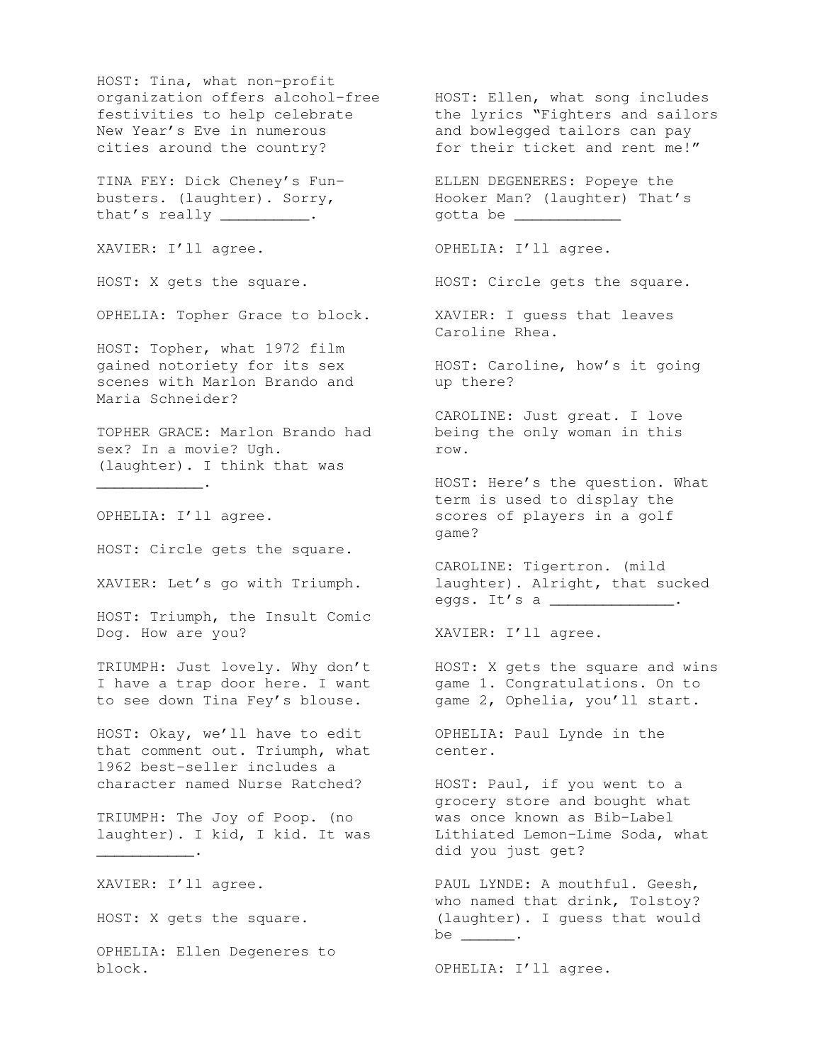HOST: Tina, what non-profit organization offers alcohol-free festivities to help celebrate New Year's Eve in numerous cities around the country?

TINA FEY: Dick Cheney's Fun-busters. (laughter). Sorry, that's really __________.

XAVIER: I'll agree.

HOST: X gets the square.

OPHELIA: Topher Grace to block.

HOST: Topher, what 1972 film gained notoriety for its sex scenes with Marlon Brando and Maria Schneider?

TOPHER GRACE: Marlon Brando had sex? In a movie? Ugh. (laughter). I think that was ____________.

OPHELIA: I'll agree.

HOST: Circle gets the square.

XAVIER: Let's go with Triumph.

HOST: Triumph, the Insult Comic Dog. How are you?

TRIUMPH: Just lovely. Why don't I have a trap door here. I want to see down Tina Fey's blouse.

HOST: Okay, we'll have to edit that comment out. Triumph, what 1962 best-seller includes a character named Nurse Ratched?

TRIUMPH: The Joy of Poop. (no laughter). I kid, I kid. It was ___________.

XAVIER: I'll agree.

HOST: X gets the square.

OPHELIA: Ellen Degeneres to block.

HOST: Ellen, what song includes the lyrics "Fighters and sailors and bowlegged tailors can pay for their ticket and rent me!"

ELLEN DEGENERES: Popeye the Hooker Man? (laughter) That's gotta be ____________

OPHELIA: I'll agree.

HOST: Circle gets the square.

XAVIER: I guess that leaves Caroline Rhea.

HOST: Caroline, how's it going up there?

CAROLINE: Just great. I love being the only woman in this row.

HOST: Here's the question. What term is used to display the scores of players in a golf game?

CAROLINE: Tigertron. (mild laughter). Alright, that sucked eggs. It's a ______________.

XAVIER: I'll agree.

HOST: X gets the square and wins game 1. Congratulations. On to game 2, Ophelia, you'll start.

OPHELIA: Paul Lynde in the center.

HOST: Paul, if you went to a grocery store and bought what was once known as Bib-Label Lithiated Lemon-Lime Soda, what did you just get?

PAUL LYNDE: A mouthful. Geesh, who named that drink, Tolstoy? (laughter). I guess that would be ______.

OPHELIA: I'll agree.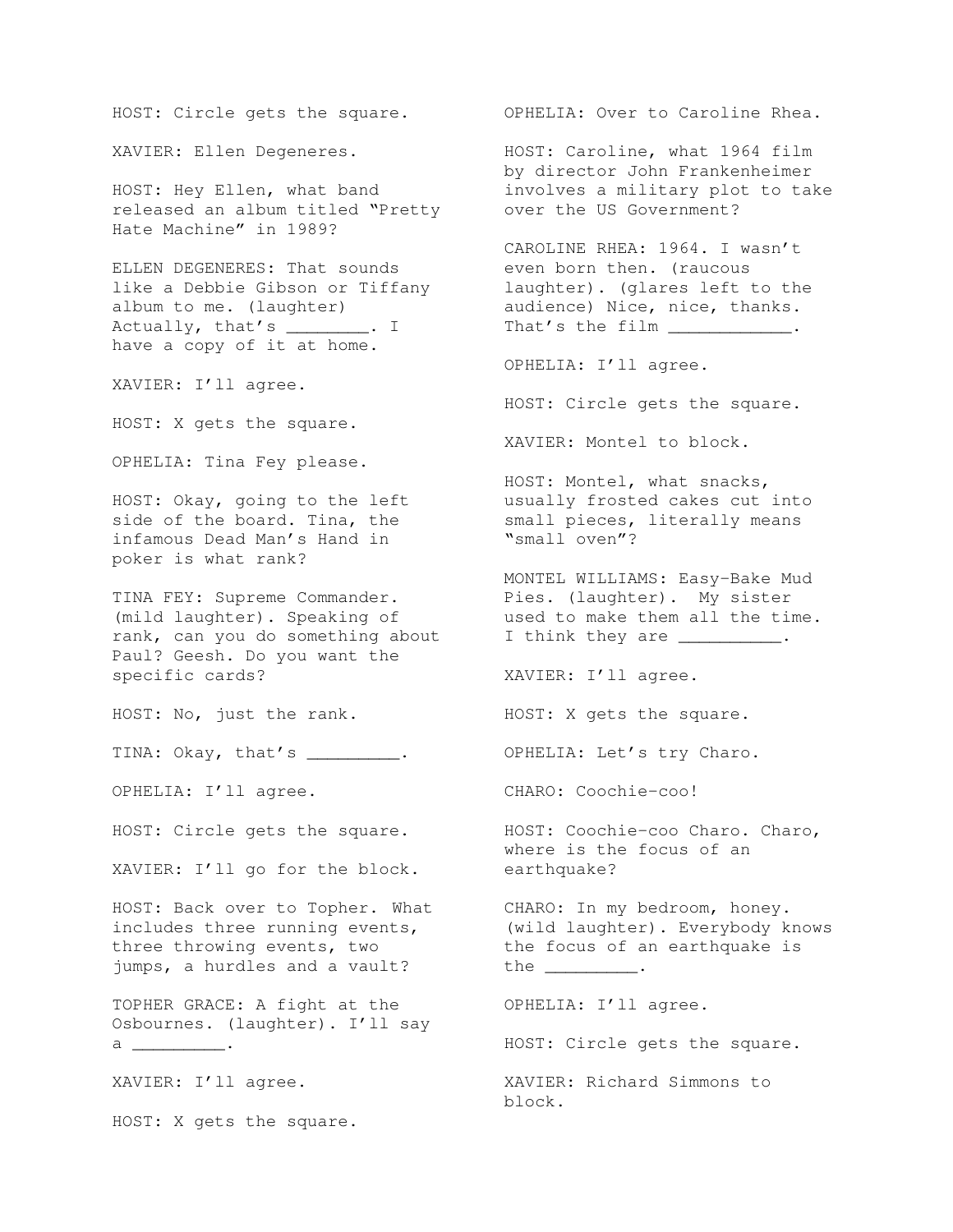HOST: Circle gets the square.

XAVIER: Ellen Degeneres.

HOST: Hey Ellen, what band released an album titled "Pretty Hate Machine" in 1989?

ELLEN DEGENERES: That sounds like a Debbie Gibson or Tiffany album to me. (laughter) Actually, that's ________. I have a copy of it at home.

XAVIER: I'll agree.

HOST: X gets the square.

OPHELIA: Tina Fey please.

HOST: Okay, going to the left side of the board. Tina, the infamous Dead Man's Hand in poker is what rank?

TINA FEY: Supreme Commander. (mild laughter). Speaking of rank, can you do something about Paul? Geesh. Do you want the specific cards?

HOST: No, just the rank.

TINA: Okay, that's _________.

OPHELIA: I'll agree.

HOST: Circle gets the square.

XAVIER: I'll go for the block.

HOST: Back over to Topher. What includes three running events, three throwing events, two jumps, a hurdles and a vault?

TOPHER GRACE: A fight at the Osbournes. (laughter). I'll say a _________.

XAVIER: I'll agree.

HOST: X gets the square.

OPHELIA: Over to Caroline Rhea.

HOST: Caroline, what 1964 film by director John Frankenheimer involves a military plot to take over the US Government?

CAROLINE RHEA: 1964. I wasn't even born then. (raucous laughter). (glares left to the audience) Nice, nice, thanks. That's the film ____________.

OPHELIA: I'll agree.

HOST: Circle gets the square.

XAVIER: Montel to block.

HOST: Montel, what snacks, usually frosted cakes cut into small pieces, literally means "small oven"?

MONTEL WILLIAMS: Easy-Bake Mud Pies. (laughter). My sister used to make them all the time. I think they are __________.

XAVIER: I'll agree.

HOST: X gets the square.

OPHELIA: Let's try Charo.

CHARO: Coochie-coo!

HOST: Coochie-coo Charo. Charo, where is the focus of an earthquake?

CHARO: In my bedroom, honey. (wild laughter). Everybody knows the focus of an earthquake is the _________.

OPHELIA: I'll agree.

HOST: Circle gets the square.

XAVIER: Richard Simmons to block.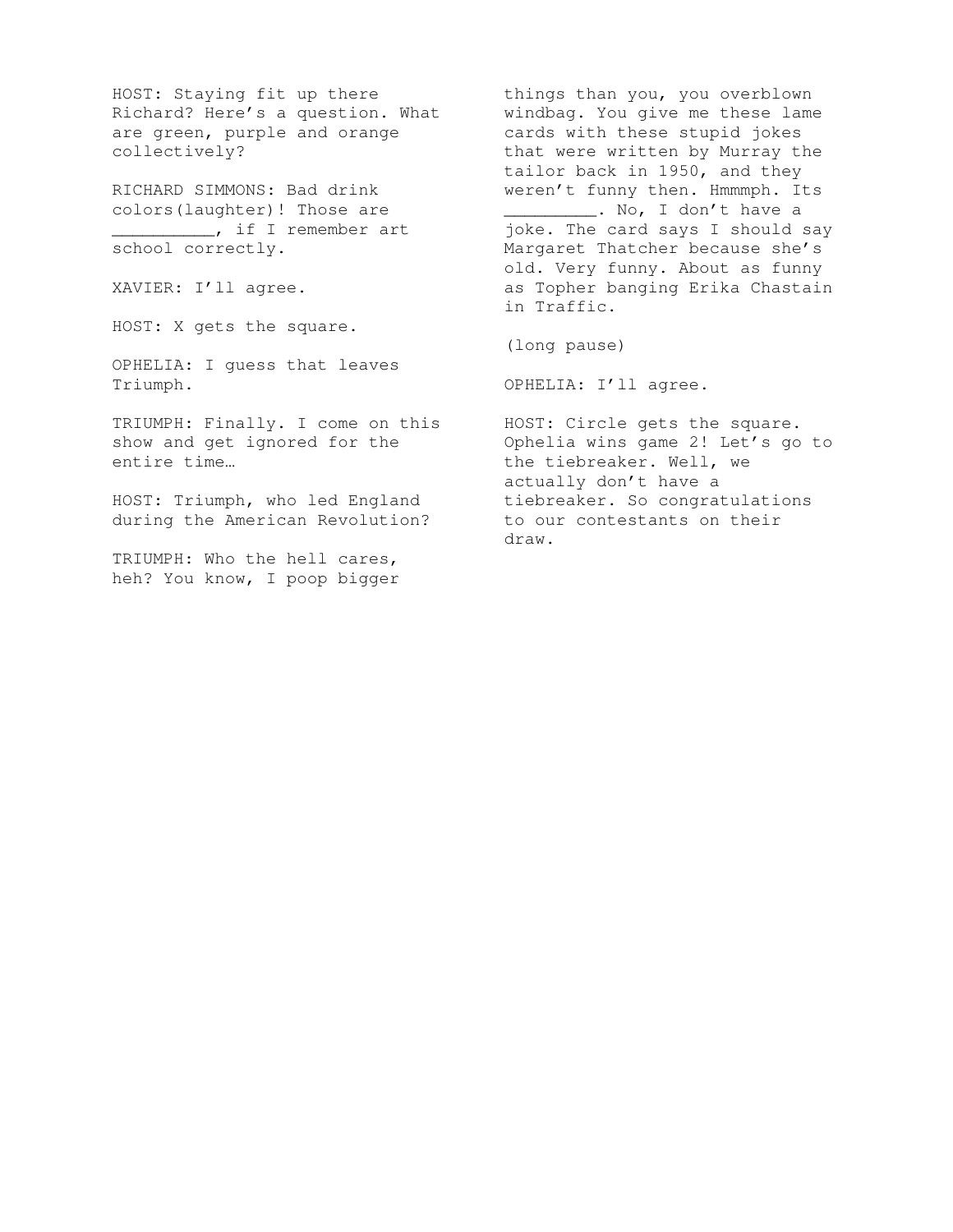HOST: Staying fit up there Richard? Here's a question. What are green, purple and orange collectively?

RICHARD SIMMONS: Bad drink colors(laughter)! Those are __________, if I remember art school correctly.

XAVIER: I'll agree.

HOST: X gets the square.

OPHELIA: I guess that leaves Triumph.

TRIUMPH: Finally. I come on this show and get ignored for the entire time…

HOST: Triumph, who led England during the American Revolution?

TRIUMPH: Who the hell cares, heh? You know, I poop bigger things than you, you overblown windbag. You give me these lame cards with these stupid jokes that were written by Murray the tailor back in 1950, and they weren't funny then. Hmmmph. Its _________. No, I don't have a joke. The card says I should say Margaret Thatcher because she's old. Very funny. About as funny as Topher banging Erika Chastain in Traffic.

(long pause)

OPHELIA: I'll agree.

HOST: Circle gets the square. Ophelia wins game 2! Let's go to the tiebreaker. Well, we actually don't have a tiebreaker. So congratulations to our contestants on their draw.